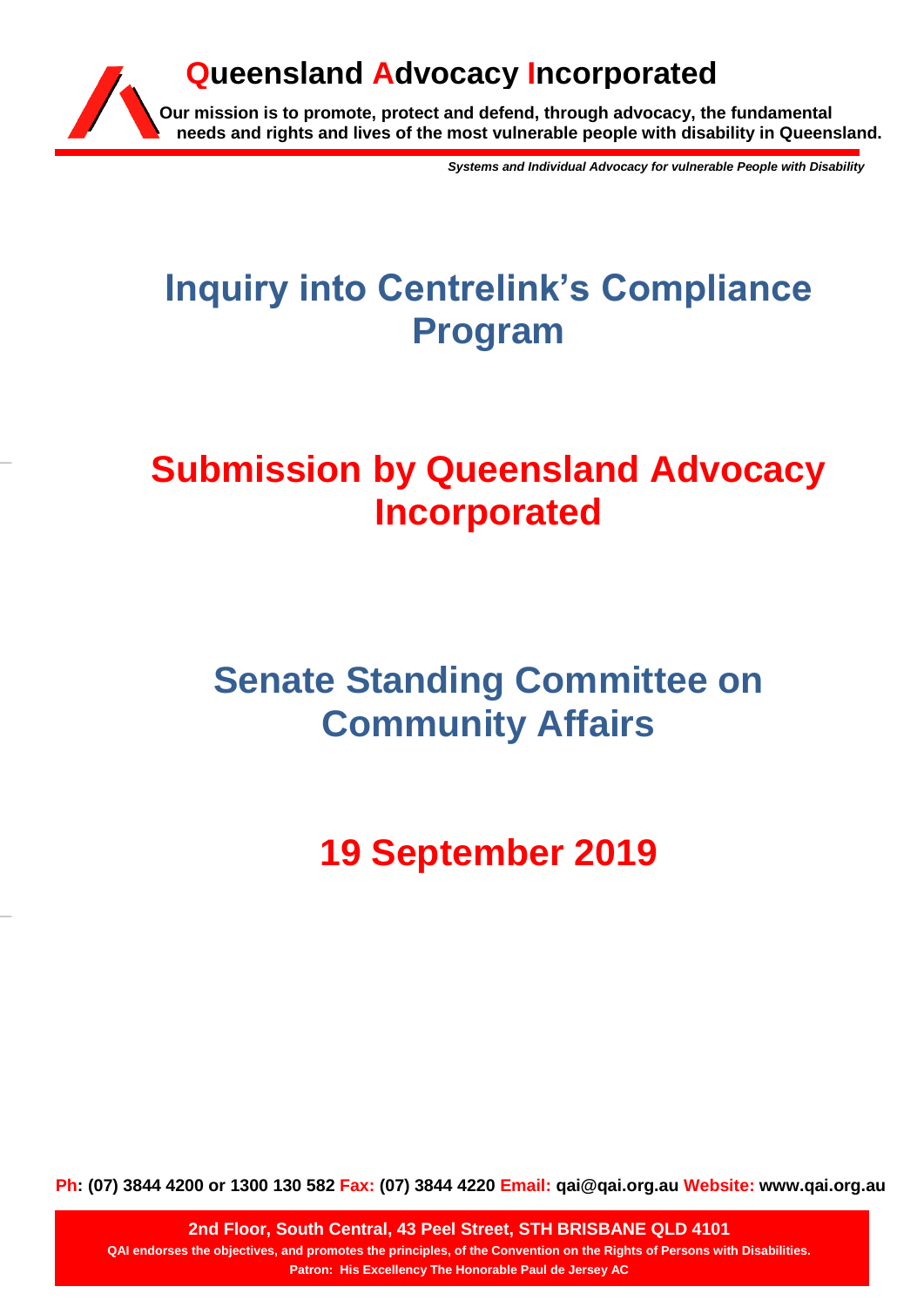**Queensland Advocacy Incorporated**

**Our mission is to promote, protect and defend, through advocacy, the fundamental needs and rights and lives of the most vulnerable people with disability in Queensland.**

***Systems and Individual Advocacy for vulnerable People with Disability***

# Inquiry into Centrelink's Compliance Program

# Submission by Queensland Advocacy Incorporated

# Senate Standing Committee on Community Affairs

# 19 September 2019

**Ph: (07) 3844 4200 or 1300 130 582 Fax: (07) 3844 4220 Email: qai@qai.org.au Website: www.qai.org.au**

**2nd Floor, South Central, 43 Peel Street, STH BRISBANE QLD 4101**

**QAI endorses the objectives, and promotes the principles, of the Convention on the Rights of Persons with Disabilities.**

**Patron: His Excellency The Honorable Paul de Jersey AC**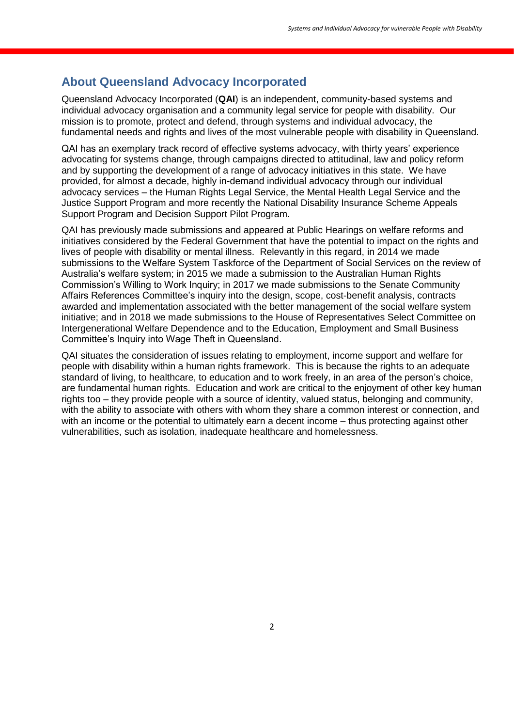## About Queensland Advocacy Incorporated

Queensland Advocacy Incorporated (**QAI**) is an independent, community-based systems and individual advocacy organisation and a community legal service for people with disability. Our mission is to promote, protect and defend, through systems and individual advocacy, the fundamental needs and rights and lives of the most vulnerable people with disability in Queensland.

QAI has an exemplary track record of effective systems advocacy, with thirty years' experience advocating for systems change, through campaigns directed to attitudinal, law and policy reform and by supporting the development of a range of advocacy initiatives in this state. We have provided, for almost a decade, highly in-demand individual advocacy through our individual advocacy services – the Human Rights Legal Service, the Mental Health Legal Service and the Justice Support Program and more recently the National Disability Insurance Scheme Appeals Support Program and Decision Support Pilot Program.

QAI has previously made submissions and appeared at Public Hearings on welfare reforms and initiatives considered by the Federal Government that have the potential to impact on the rights and lives of people with disability or mental illness. Relevantly in this regard, in 2014 we made submissions to the Welfare System Taskforce of the Department of Social Services on the review of Australia's welfare system; in 2015 we made a submission to the Australian Human Rights Commission's Willing to Work Inquiry; in 2017 we made submissions to the Senate Community Affairs References Committee's inquiry into the design, scope, cost-benefit analysis, contracts awarded and implementation associated with the better management of the social welfare system initiative; and in 2018 we made submissions to the House of Representatives Select Committee on Intergenerational Welfare Dependence and to the Education, Employment and Small Business Committee's Inquiry into Wage Theft in Queensland.

QAI situates the consideration of issues relating to employment, income support and welfare for people with disability within a human rights framework. This is because the rights to an adequate standard of living, to healthcare, to education and to work freely, in an area of the person's choice, are fundamental human rights. Education and work are critical to the enjoyment of other key human rights too – they provide people with a source of identity, valued status, belonging and community, with the ability to associate with others with whom they share a common interest or connection, and with an income or the potential to ultimately earn a decent income – thus protecting against other vulnerabilities, such as isolation, inadequate healthcare and homelessness.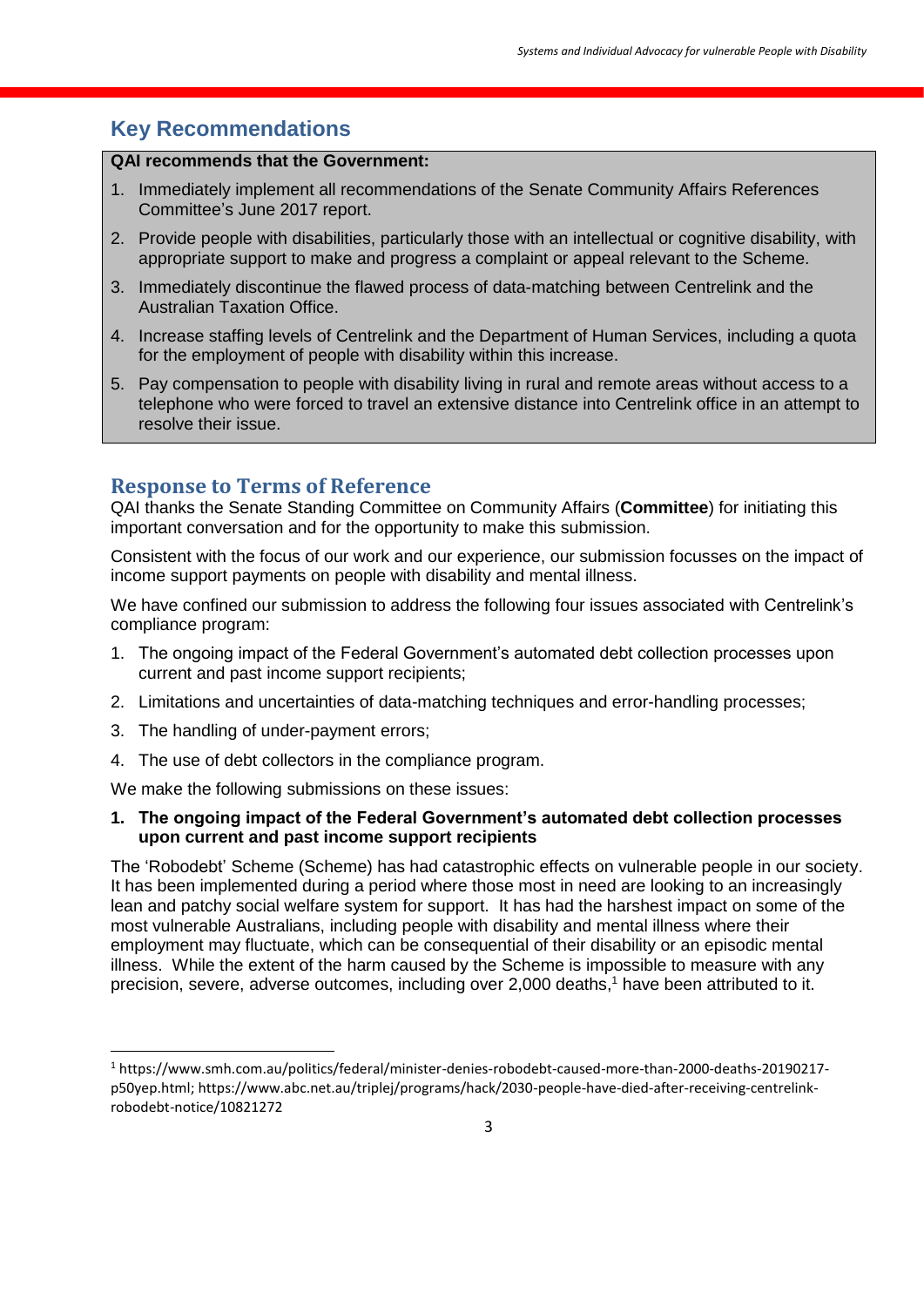## Key Recommendations

**QAI recommends that the Government:**

1. Immediately implement all recommendations of the Senate Community Affairs References Committee's June 2017 report.
2. Provide people with disabilities, particularly those with an intellectual or cognitive disability, with appropriate support to make and progress a complaint or appeal relevant to the Scheme.
3. Immediately discontinue the flawed process of data-matching between Centrelink and the Australian Taxation Office.
4. Increase staffing levels of Centrelink and the Department of Human Services, including a quota for the employment of people with disability within this increase.
5. Pay compensation to people with disability living in rural and remote areas without access to a telephone who were forced to travel an extensive distance into Centrelink office in an attempt to resolve their issue.

## Response to Terms of Reference

QAI thanks the Senate Standing Committee on Community Affairs (**Committee**) for initiating this important conversation and for the opportunity to make this submission.

Consistent with the focus of our work and our experience, our submission focusses on the impact of income support payments on people with disability and mental illness.

We have confined our submission to address the following four issues associated with Centrelink's compliance program:

1. The ongoing impact of the Federal Government's automated debt collection processes upon current and past income support recipients;
2. Limitations and uncertainties of data-matching techniques and error-handling processes;
3. The handling of under-payment errors;
4. The use of debt collectors in the compliance program.

We make the following submissions on these issues:

### 1. The ongoing impact of the Federal Government's automated debt collection processes upon current and past income support recipients

The 'Robodebt' Scheme (Scheme) has had catastrophic effects on vulnerable people in our society. It has been implemented during a period where those most in need are looking to an increasingly lean and patchy social welfare system for support. It has had the harshest impact on some of the most vulnerable Australians, including people with disability and mental illness where their employment may fluctuate, which can be consequential of their disability or an episodic mental illness. While the extent of the harm caused by the Scheme is impossible to measure with any precision, severe, adverse outcomes, including over 2,000 deaths,[1] have been attributed to it.

---

[1] https://www.smh.com.au/politics/federal/minister-denies-robodebt-caused-more-than-2000-deaths-20190217-p50yep.html; https://www.abc.net.au/triplej/programs/hack/2030-people-have-died-after-receiving-centrelink-robodebt-notice/10821272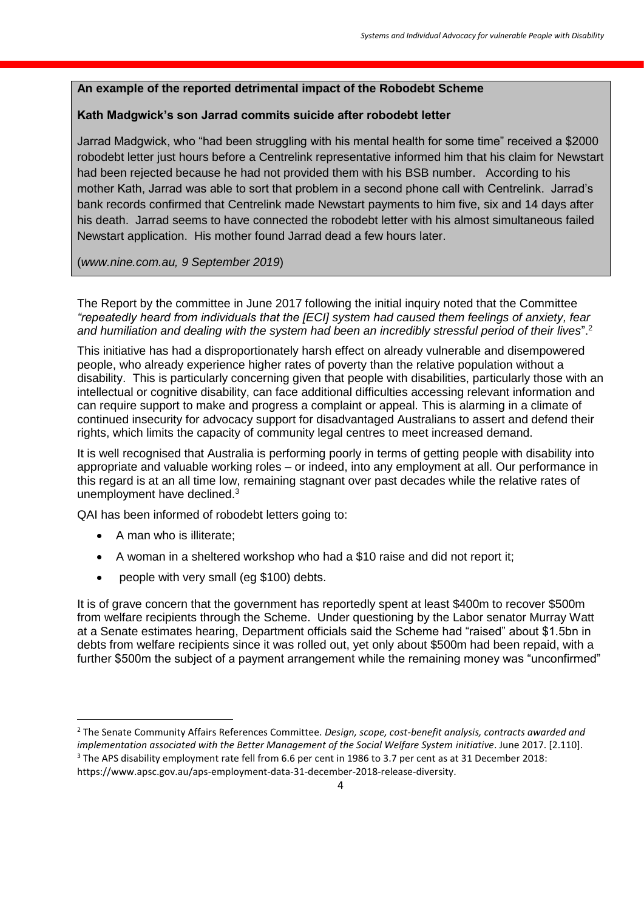**An example of the reported detrimental impact of the Robodebt Scheme**

**Kath Madgwick's son Jarrad commits suicide after robodebt letter**

Jarrad Madgwick, who "had been struggling with his mental health for some time" received a $2000 robodebt letter just hours before a Centrelink representative informed him that his claim for Newstart had been rejected because he had not provided them with his BSB number. According to his mother Kath, Jarrad was able to sort that problem in a second phone call with Centrelink. Jarrad's bank records confirmed that Centrelink made Newstart payments to him five, six and 14 days after his death. Jarrad seems to have connected the robodebt letter with his almost simultaneous failed Newstart application. His mother found Jarrad dead a few hours later.

(*www.nine.com.au, 9 September 2019*)

The Report by the committee in June 2017 following the initial inquiry noted that the Committee *"repeatedly heard from individuals that the [ECI] system had caused them feelings of anxiety, fear and humiliation and dealing with the system had been an incredibly stressful period of their lives*".[2]

This initiative has had a disproportionately harsh effect on already vulnerable and disempowered people, who already experience higher rates of poverty than the relative population without a disability. This is particularly concerning given that people with disabilities, particularly those with an intellectual or cognitive disability, can face additional difficulties accessing relevant information and can require support to make and progress a complaint or appeal. This is alarming in a climate of continued insecurity for advocacy support for disadvantaged Australians to assert and defend their rights, which limits the capacity of community legal centres to meet increased demand.

It is well recognised that Australia is performing poorly in terms of getting people with disability into appropriate and valuable working roles – or indeed, into any employment at all. Our performance in this regard is at an all time low, remaining stagnant over past decades while the relative rates of unemployment have declined.[3]

QAI has been informed of robodebt letters going to:

- A man who is illiterate;
- A woman in a sheltered workshop who had a $10 raise and did not report it;
- people with very small (eg $100) debts.

It is of grave concern that the government has reportedly spent at least $400m to recover $500m from welfare recipients through the Scheme. Under questioning by the Labor senator Murray Watt at a Senate estimates hearing, Department officials said the Scheme had "raised" about $1.5bn in debts from welfare recipients since it was rolled out, yet only about $500m had been repaid, with a further $500m the subject of a payment arrangement while the remaining money was "unconfirmed"

---

[2] The Senate Community Affairs References Committee. *Design, scope, cost-benefit analysis, contracts awarded and implementation associated with the Better Management of the Social Welfare System initiative*. June 2017. [2.110].

[3] The APS disability employment rate fell from 6.6 per cent in 1986 to 3.7 per cent as at 31 December 2018: https://www.apsc.gov.au/aps-employment-data-31-december-2018-release-diversity.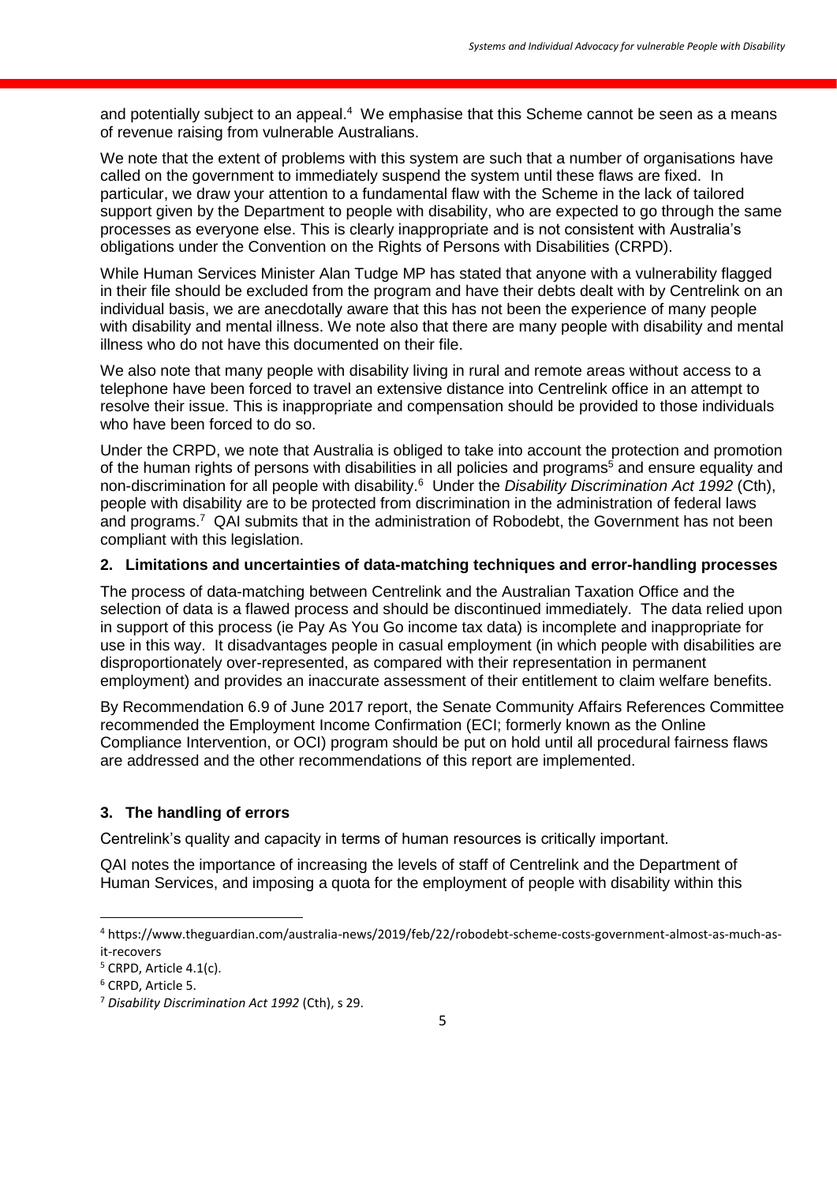and potentially subject to an appeal.[4] We emphasise that this Scheme cannot be seen as a means of revenue raising from vulnerable Australians.

We note that the extent of problems with this system are such that a number of organisations have called on the government to immediately suspend the system until these flaws are fixed. In particular, we draw your attention to a fundamental flaw with the Scheme in the lack of tailored support given by the Department to people with disability, who are expected to go through the same processes as everyone else. This is clearly inappropriate and is not consistent with Australia's obligations under the Convention on the Rights of Persons with Disabilities (CRPD).

While Human Services Minister Alan Tudge MP has stated that anyone with a vulnerability flagged in their file should be excluded from the program and have their debts dealt with by Centrelink on an individual basis, we are anecdotally aware that this has not been the experience of many people with disability and mental illness. We note also that there are many people with disability and mental illness who do not have this documented on their file.

We also note that many people with disability living in rural and remote areas without access to a telephone have been forced to travel an extensive distance into Centrelink office in an attempt to resolve their issue. This is inappropriate and compensation should be provided to those individuals who have been forced to do so.

Under the CRPD, we note that Australia is obliged to take into account the protection and promotion of the human rights of persons with disabilities in all policies and programs[5] and ensure equality and non-discrimination for all people with disability.[6] Under the *Disability Discrimination Act 1992* (Cth), people with disability are to be protected from discrimination in the administration of federal laws and programs.[7] QAI submits that in the administration of Robodebt, the Government has not been compliant with this legislation.

**2. Limitations and uncertainties of data-matching techniques and error-handling processes**

The process of data-matching between Centrelink and the Australian Taxation Office and the selection of data is a flawed process and should be discontinued immediately. The data relied upon in support of this process (ie Pay As You Go income tax data) is incomplete and inappropriate for use in this way. It disadvantages people in casual employment (in which people with disabilities are disproportionately over-represented, as compared with their representation in permanent employment) and provides an inaccurate assessment of their entitlement to claim welfare benefits.

By Recommendation 6.9 of June 2017 report, the Senate Community Affairs References Committee recommended the Employment Income Confirmation (ECI; formerly known as the Online Compliance Intervention, or OCI) program should be put on hold until all procedural fairness flaws are addressed and the other recommendations of this report are implemented.

**3. The handling of errors**

Centrelink's quality and capacity in terms of human resources is critically important.

QAI notes the importance of increasing the levels of staff of Centrelink and the Department of Human Services, and imposing a quota for the employment of people with disability within this

---

[4] https://www.theguardian.com/australia-news/2019/feb/22/robodebt-scheme-costs-government-almost-as-much-as-it-recovers

[5] CRPD, Article 4.1(c).

[6] CRPD, Article 5.

[7] *Disability Discrimination Act 1992* (Cth), s 29.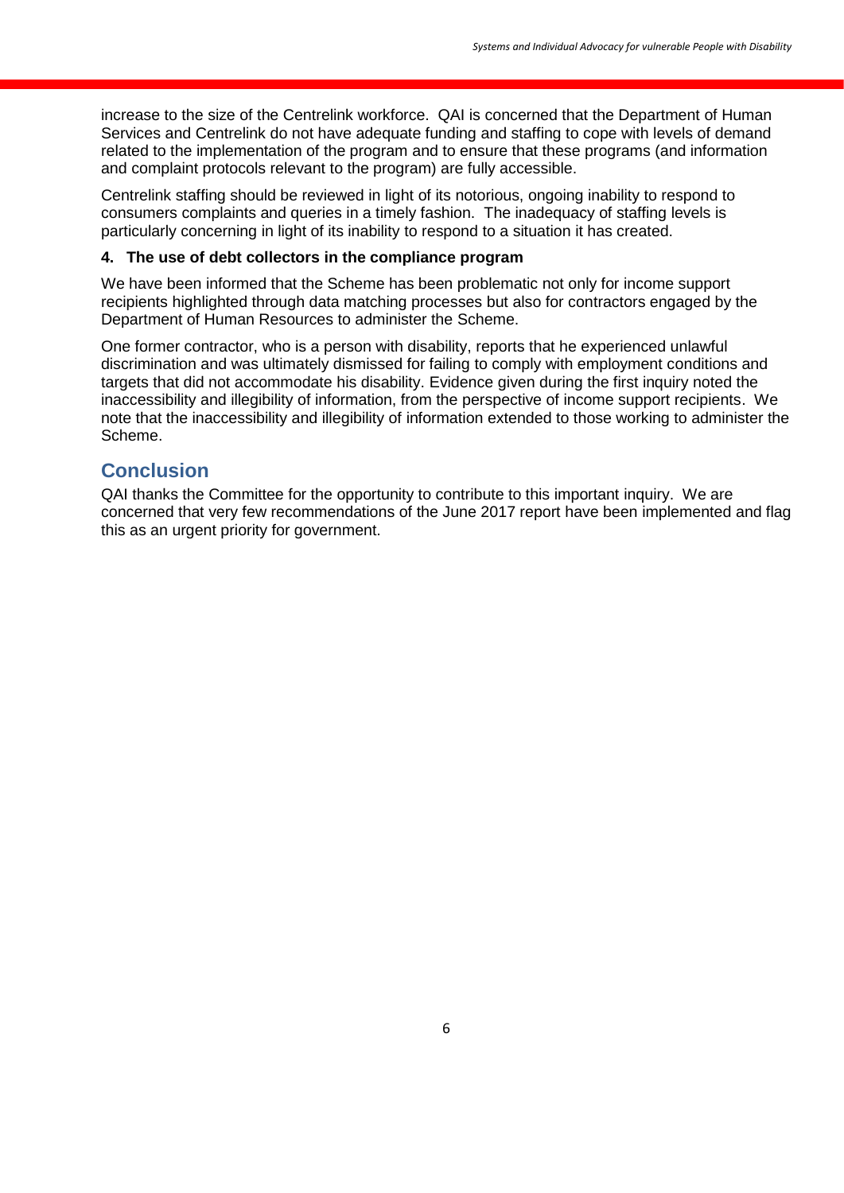increase to the size of the Centrelink workforce. QAI is concerned that the Department of Human Services and Centrelink do not have adequate funding and staffing to cope with levels of demand related to the implementation of the program and to ensure that these programs (and information and complaint protocols relevant to the program) are fully accessible.

Centrelink staffing should be reviewed in light of its notorious, ongoing inability to respond to consumers complaints and queries in a timely fashion. The inadequacy of staffing levels is particularly concerning in light of its inability to respond to a situation it has created.

**4. The use of debt collectors in the compliance program**

We have been informed that the Scheme has been problematic not only for income support recipients highlighted through data matching processes but also for contractors engaged by the Department of Human Resources to administer the Scheme.

One former contractor, who is a person with disability, reports that he experienced unlawful discrimination and was ultimately dismissed for failing to comply with employment conditions and targets that did not accommodate his disability. Evidence given during the first inquiry noted the inaccessibility and illegibility of information, from the perspective of income support recipients. We note that the inaccessibility and illegibility of information extended to those working to administer the Scheme.

## Conclusion

QAI thanks the Committee for the opportunity to contribute to this important inquiry. We are concerned that very few recommendations of the June 2017 report have been implemented and flag this as an urgent priority for government.